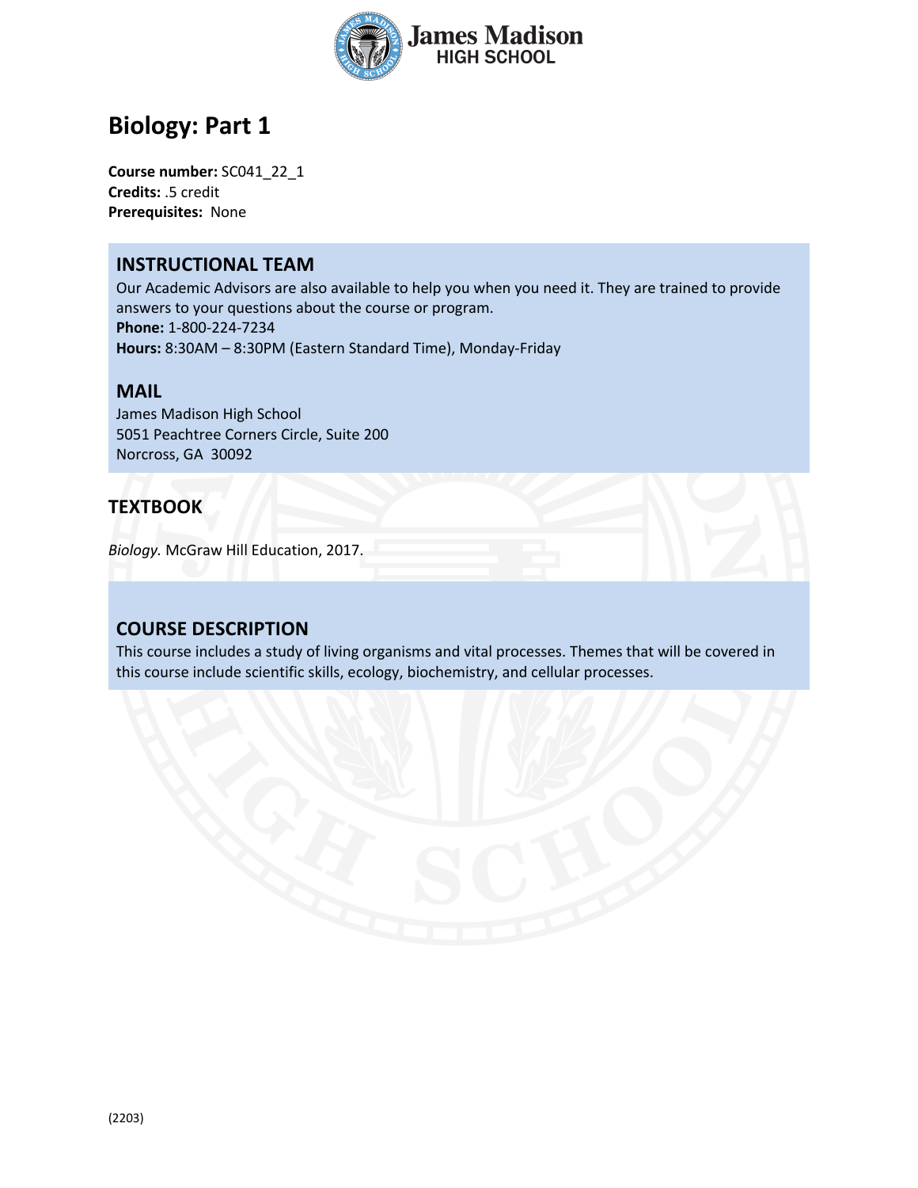James Madison
HIGH SCHOOL

# Biology: Part 1

**Course number:** SC041_22_1
**Credits:** .5 credit
**Prerequisites:** None

## INSTRUCTIONAL TEAM

Our Academic Advisors are also available to help you when you need it. They are trained to provide answers to your questions about the course or program.
**Phone:** 1-800-224-7234
**Hours:** 8:30AM – 8:30PM (Eastern Standard Time), Monday-Friday

## MAIL

James Madison High School
5051 Peachtree Corners Circle, Suite 200
Norcross, GA 30092

## TEXTBOOK

*Biology.* McGraw Hill Education, 2017.

## COURSE DESCRIPTION

This course includes a study of living organisms and vital processes. Themes that will be covered in this course include scientific skills, ecology, biochemistry, and cellular processes.

(2203)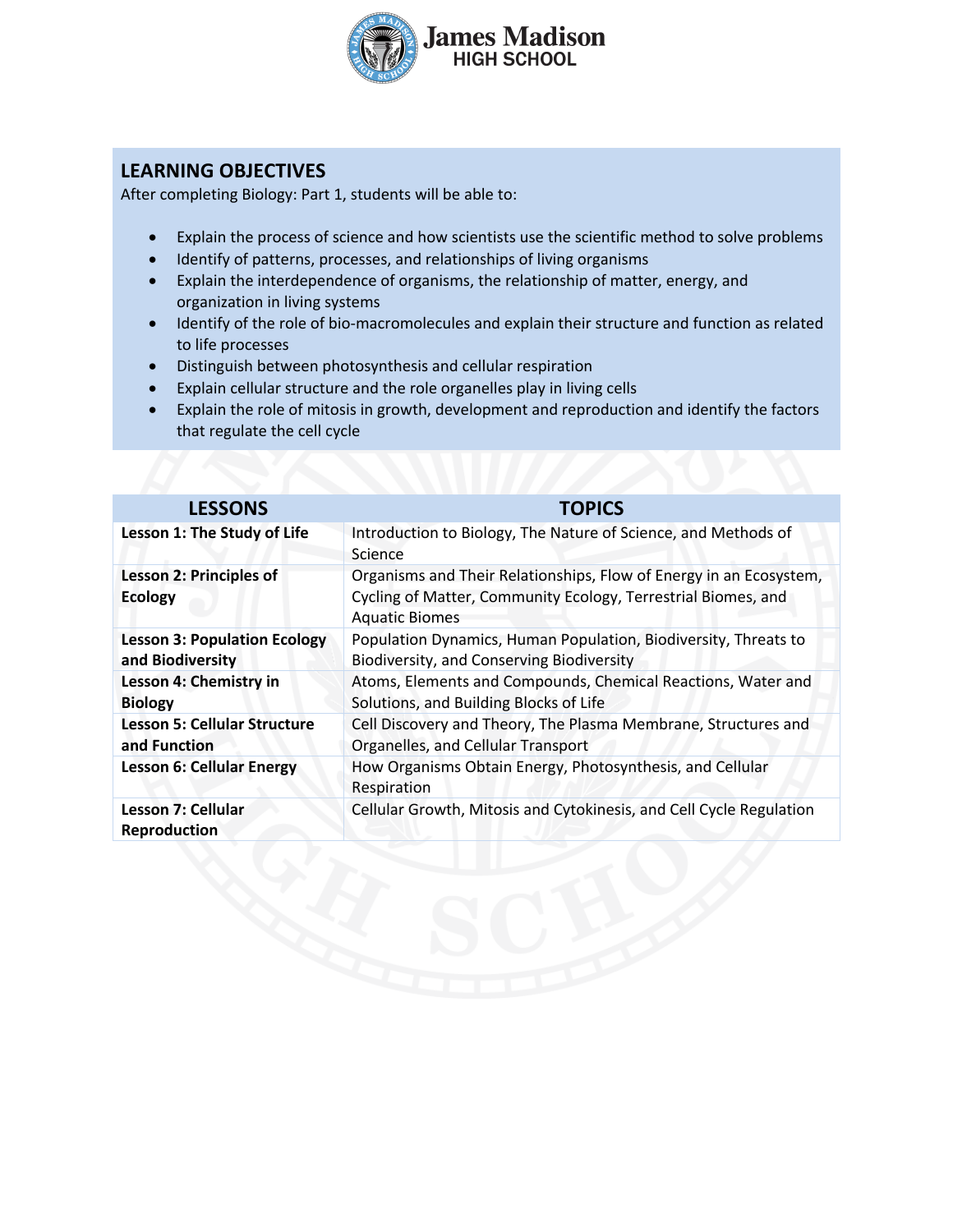## LEARNING OBJECTIVES

After completing Biology: Part 1, students will be able to:

- Explain the process of science and how scientists use the scientific method to solve problems
- Identify of patterns, processes, and relationships of living organisms
- Explain the interdependence of organisms, the relationship of matter, energy, and organization in living systems
- Identify of the role of bio-macromolecules and explain their structure and function as related to life processes
- Distinguish between photosynthesis and cellular respiration
- Explain cellular structure and the role organelles play in living cells
- Explain the role of mitosis in growth, development and reproduction and identify the factors that regulate the cell cycle

| LESSONS | TOPICS |
|---|---|
| **Lesson 1: The Study of Life** | Introduction to Biology, The Nature of Science, and Methods of Science |
| **Lesson 2: Principles of Ecology** | Organisms and Their Relationships, Flow of Energy in an Ecosystem, Cycling of Matter, Community Ecology, Terrestrial Biomes, and Aquatic Biomes |
| **Lesson 3: Population Ecology and Biodiversity** | Population Dynamics, Human Population, Biodiversity, Threats to Biodiversity, and Conserving Biodiversity |
| **Lesson 4: Chemistry in Biology** | Atoms, Elements and Compounds, Chemical Reactions, Water and Solutions, and Building Blocks of Life |
| **Lesson 5: Cellular Structure and Function** | Cell Discovery and Theory, The Plasma Membrane, Structures and Organelles, and Cellular Transport |
| **Lesson 6: Cellular Energy** | How Organisms Obtain Energy, Photosynthesis, and Cellular Respiration |
| **Lesson 7: Cellular Reproduction** | Cellular Growth, Mitosis and Cytokinesis, and Cell Cycle Regulation |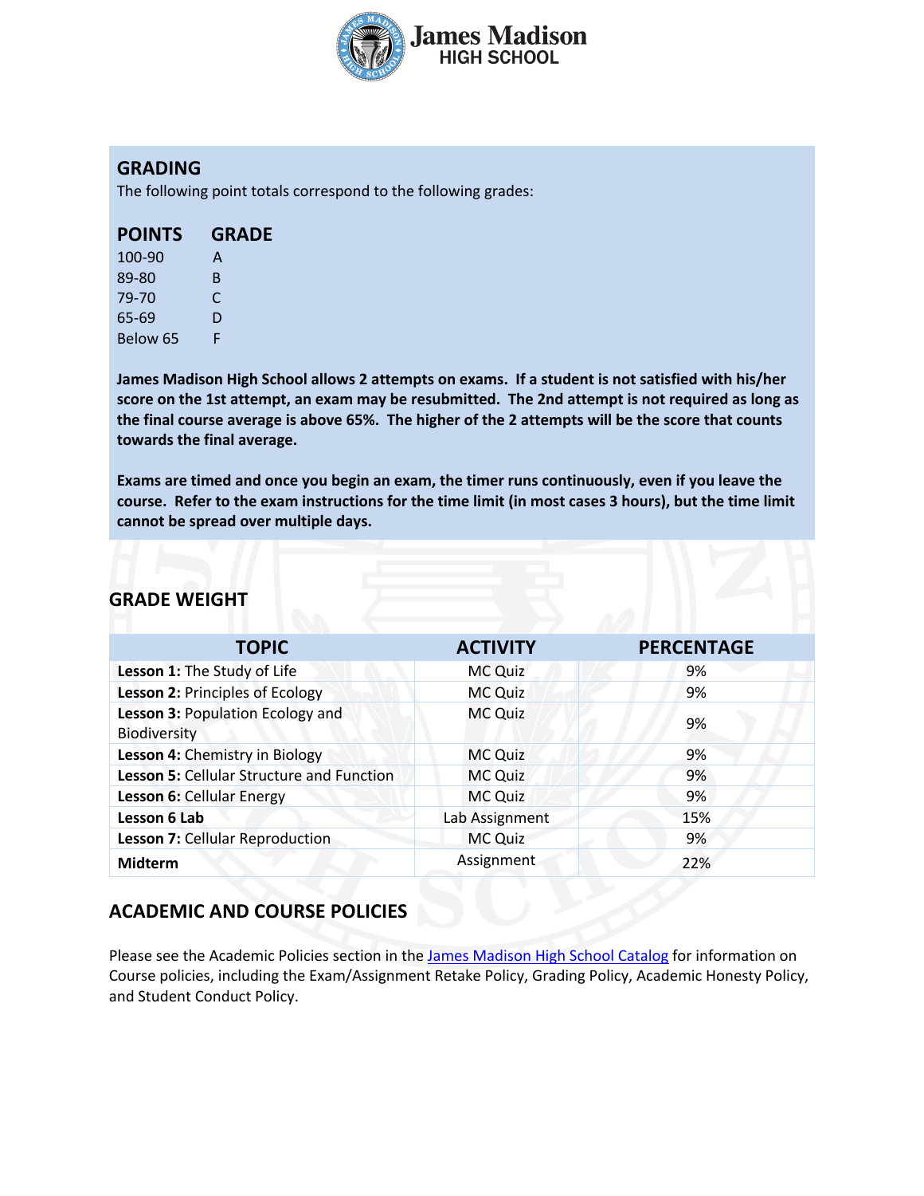## GRADING

The following point totals correspond to the following grades:

| POINTS | GRADE |
|---|---|
| 100-90 | A |
| 89-80 | B |
| 79-70 | C |
| 65-69 | D |
| Below 65 | F |

**James Madison High School allows 2 attempts on exams. If a student is not satisfied with his/her score on the 1st attempt, an exam may be resubmitted. The 2nd attempt is not required as long as the final course average is above 65%. The higher of the 2 attempts will be the score that counts towards the final average.**

**Exams are timed and once you begin an exam, the timer runs continuously, even if you leave the course. Refer to the exam instructions for the time limit (in most cases 3 hours), but the time limit cannot be spread over multiple days.**

## GRADE WEIGHT

| TOPIC | ACTIVITY | PERCENTAGE |
|---|---|---|
| **Lesson 1:** The Study of Life | MC Quiz | 9% |
| **Lesson 2:** Principles of Ecology | MC Quiz | 9% |
| **Lesson 3:** Population Ecology and Biodiversity | MC Quiz | 9% |
| **Lesson 4:** Chemistry in Biology | MC Quiz | 9% |
| **Lesson 5:** Cellular Structure and Function | MC Quiz | 9% |
| **Lesson 6:** Cellular Energy | MC Quiz | 9% |
| **Lesson 6 Lab** | Lab Assignment | 15% |
| **Lesson 7:** Cellular Reproduction | MC Quiz | 9% |
| **Midterm** | Assignment | 22% |

## ACADEMIC AND COURSE POLICIES

Please see the Academic Policies section in the James Madison High School Catalog for information on Course policies, including the Exam/Assignment Retake Policy, Grading Policy, Academic Honesty Policy, and Student Conduct Policy.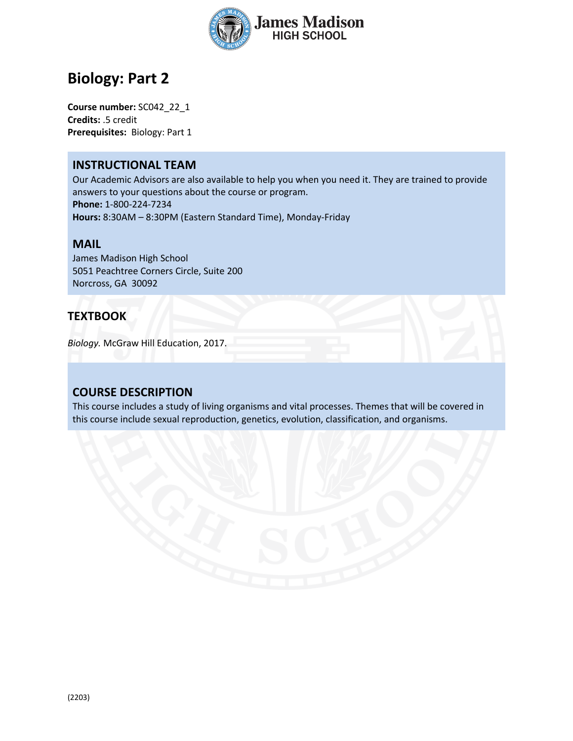# Biology: Part 2

**Course number:** SC042_22_1
**Credits:** .5 credit
**Prerequisites:** Biology: Part 1

## INSTRUCTIONAL TEAM

Our Academic Advisors are also available to help you when you need it. They are trained to provide answers to your questions about the course or program.
**Phone:** 1-800-224-7234
**Hours:** 8:30AM – 8:30PM (Eastern Standard Time), Monday-Friday

## MAIL

James Madison High School
5051 Peachtree Corners Circle, Suite 200
Norcross, GA 30092

## TEXTBOOK

*Biology.* McGraw Hill Education, 2017.

## COURSE DESCRIPTION

This course includes a study of living organisms and vital processes. Themes that will be covered in this course include sexual reproduction, genetics, evolution, classification, and organisms.

(2203)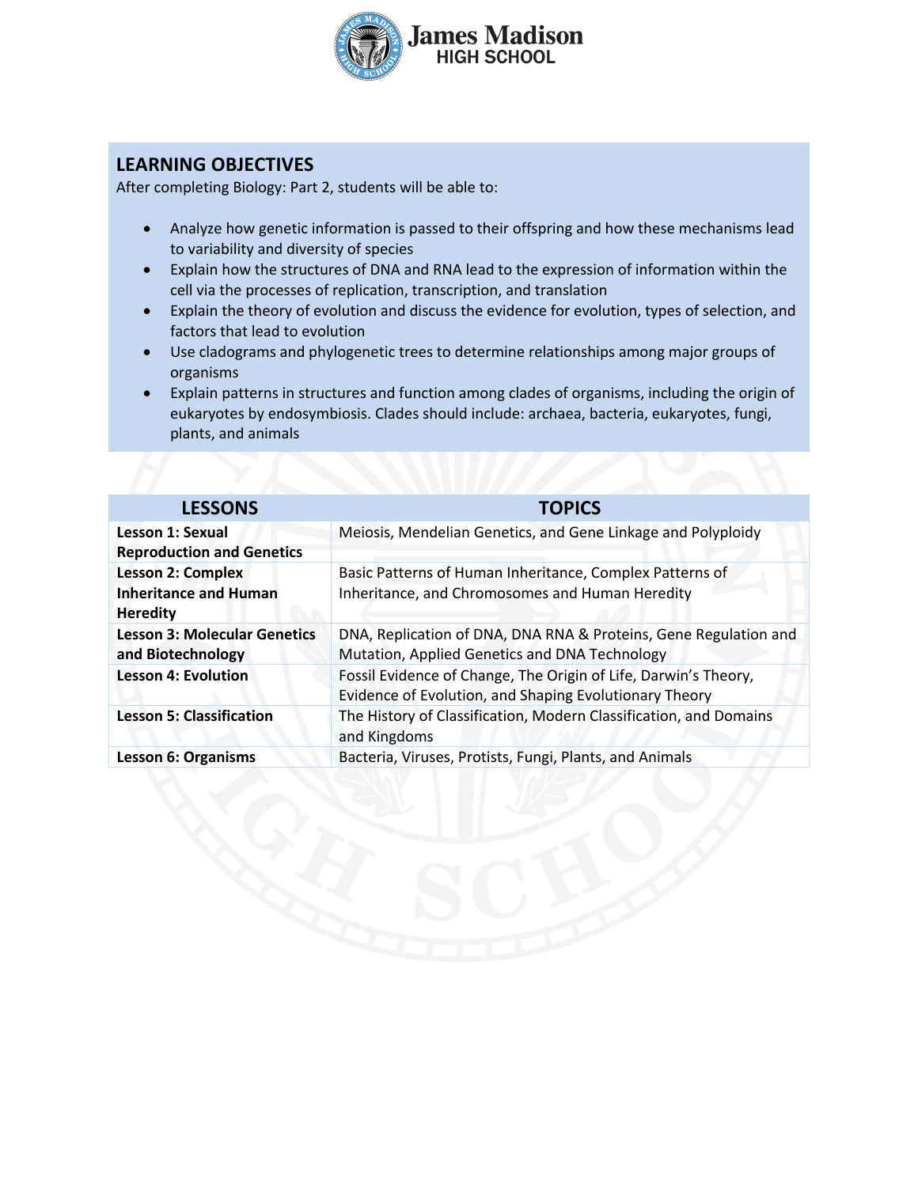## LEARNING OBJECTIVES

After completing Biology: Part 2, students will be able to:

- Analyze how genetic information is passed to their offspring and how these mechanisms lead to variability and diversity of species
- Explain how the structures of DNA and RNA lead to the expression of information within the cell via the processes of replication, transcription, and translation
- Explain the theory of evolution and discuss the evidence for evolution, types of selection, and factors that lead to evolution
- Use cladograms and phylogenetic trees to determine relationships among major groups of organisms
- Explain patterns in structures and function among clades of organisms, including the origin of eukaryotes by endosymbiosis. Clades should include: archaea, bacteria, eukaryotes, fungi, plants, and animals

| LESSONS | TOPICS |
|---|---|
| **Lesson 1: Sexual Reproduction and Genetics** | Meiosis, Mendelian Genetics, and Gene Linkage and Polyploidy |
| **Lesson 2: Complex Inheritance and Human Heredity** | Basic Patterns of Human Inheritance, Complex Patterns of Inheritance, and Chromosomes and Human Heredity |
| **Lesson 3: Molecular Genetics and Biotechnology** | DNA, Replication of DNA, DNA RNA & Proteins, Gene Regulation and Mutation, Applied Genetics and DNA Technology |
| **Lesson 4: Evolution** | Fossil Evidence of Change, The Origin of Life, Darwin's Theory, Evidence of Evolution, and Shaping Evolutionary Theory |
| **Lesson 5: Classification** | The History of Classification, Modern Classification, and Domains and Kingdoms |
| **Lesson 6: Organisms** | Bacteria, Viruses, Protists, Fungi, Plants, and Animals |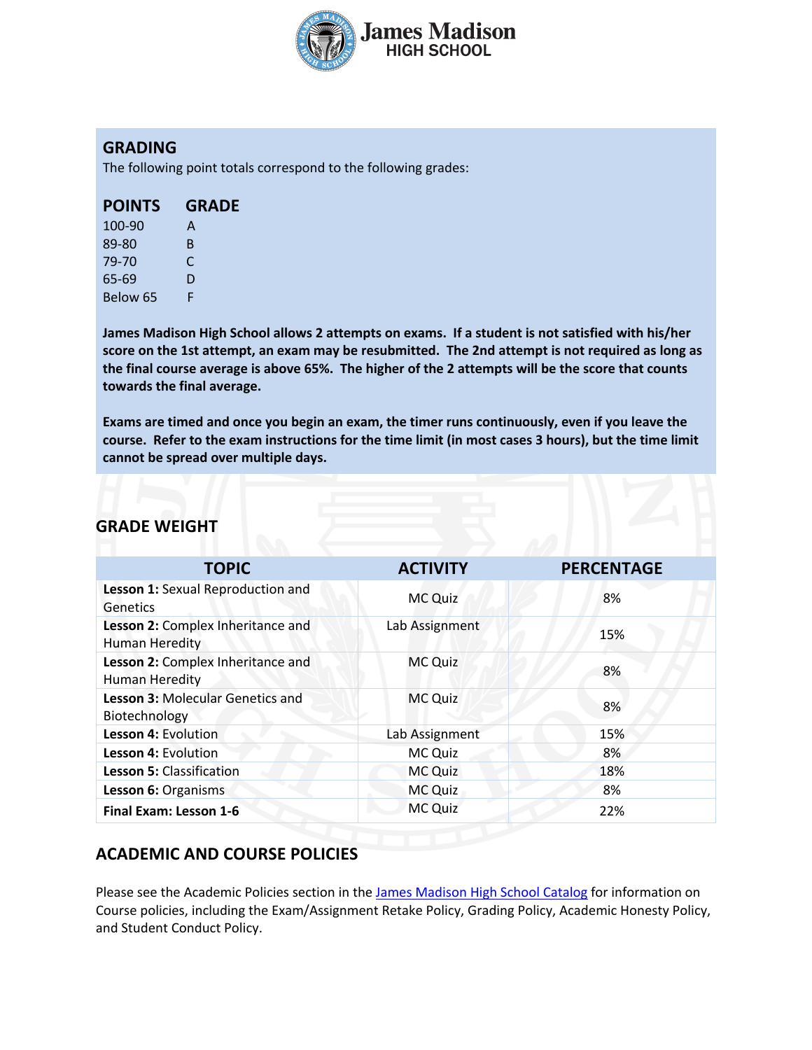## GRADING

The following point totals correspond to the following grades:

| POINTS | GRADE |
|---|---|
| 100-90 | A |
| 89-80 | B |
| 79-70 | C |
| 65-69 | D |
| Below 65 | F |

**James Madison High School allows 2 attempts on exams. If a student is not satisfied with his/her score on the 1st attempt, an exam may be resubmitted. The 2nd attempt is not required as long as the final course average is above 65%. The higher of the 2 attempts will be the score that counts towards the final average.**

**Exams are timed and once you begin an exam, the timer runs continuously, even if you leave the course. Refer to the exam instructions for the time limit (in most cases 3 hours), but the time limit cannot be spread over multiple days.**

## GRADE WEIGHT

| TOPIC | ACTIVITY | PERCENTAGE |
|---|---|---|
| **Lesson 1:** Sexual Reproduction and Genetics | MC Quiz | 8% |
| **Lesson 2:** Complex Inheritance and Human Heredity | Lab Assignment | 15% |
| **Lesson 2:** Complex Inheritance and Human Heredity | MC Quiz | 8% |
| **Lesson 3:** Molecular Genetics and Biotechnology | MC Quiz | 8% |
| **Lesson 4:** Evolution | Lab Assignment | 15% |
| **Lesson 4:** Evolution | MC Quiz | 8% |
| **Lesson 5:** Classification | MC Quiz | 18% |
| **Lesson 6:** Organisms | MC Quiz | 8% |
| **Final Exam: Lesson 1-6** | MC Quiz | 22% |

## ACADEMIC AND COURSE POLICIES

Please see the Academic Policies section in the James Madison High School Catalog for information on Course policies, including the Exam/Assignment Retake Policy, Grading Policy, Academic Honesty Policy, and Student Conduct Policy.